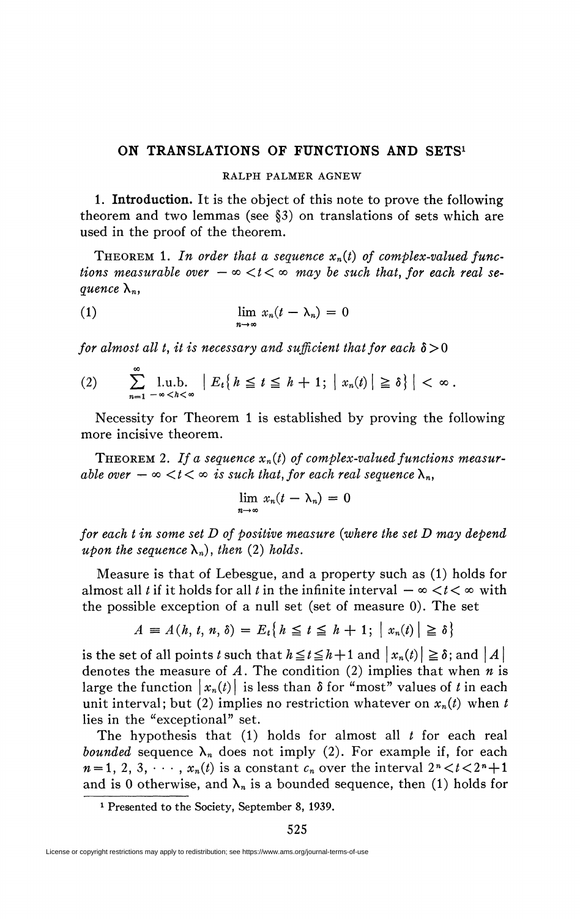# ON TRANSLATIONS OF FUNCTIONS AND SETS[1]

RALPH PALMER AGNEW

**1. Introduction.** It is the object of this note to prove the following theorem and two lemmas (see §3) on translations of sets which are used in the proof of the theorem.

THEOREM 1. *In order that a sequence $x_n(t)$ of complex-valued functions measurable over $-\infty < t < \infty$ may be such that, for each real sequence $\lambda_n$,*

$$\lim_{n\to\infty} x_n(t - \lambda_n) = 0 \tag{1}$$

*for almost all $t$, it is necessary and sufficient that for each $\delta > 0$*

$$\sum_{n=1}^{\infty} \underset{-\infty<h<\infty}{\text{l.u.b.}} \ \left| E_t\{h \leqq t \leqq h+1; \ |x_n(t)| \geqq \delta\} \right| < \infty . \tag{2}$$

Necessity for Theorem 1 is established by proving the following more incisive theorem.

THEOREM 2. *If a sequence $x_n(t)$ of complex-valued functions measurable over $-\infty < t < \infty$ is such that, for each real sequence $\lambda_n$,*

$$\lim_{n\to\infty} x_n(t - \lambda_n) = 0$$

*for each $t$ in some set $D$ of positive measure (where the set $D$ may depend upon the sequence $\lambda_n$), then* (2) *holds.*

Measure is that of Lebesgue, and a property such as (1) holds for almost all $t$ if it holds for all $t$ in the infinite interval $-\infty < t < \infty$ with the possible exception of a null set (set of measure 0). The set

$$A \equiv A(h, t, n, \delta) = E_t\{h \leqq t \leqq h+1; \ |x_n(t)| \geqq \delta\}$$

is the set of all points $t$ such that $h \leqq t \leqq h+1$ and $|x_n(t)| \geqq \delta$; and $|A|$ denotes the measure of $A$. The condition (2) implies that when $n$ is large the function $|x_n(t)|$ is less than $\delta$ for "most" values of $t$ in each unit interval; but (2) implies no restriction whatever on $x_n(t)$ when $t$ lies in the "exceptional" set.

The hypothesis that (1) holds for almost all $t$ for each real *bounded* sequence $\lambda_n$ does not imply (2). For example if, for each $n = 1, 2, 3, \cdots$, $x_n(t)$ is a constant $c_n$ over the interval $2^n < t < 2^n + 1$ and is 0 otherwise, and $\lambda_n$ is a bounded sequence, then (1) holds for

[1] Presented to the Society, September 8, 1939.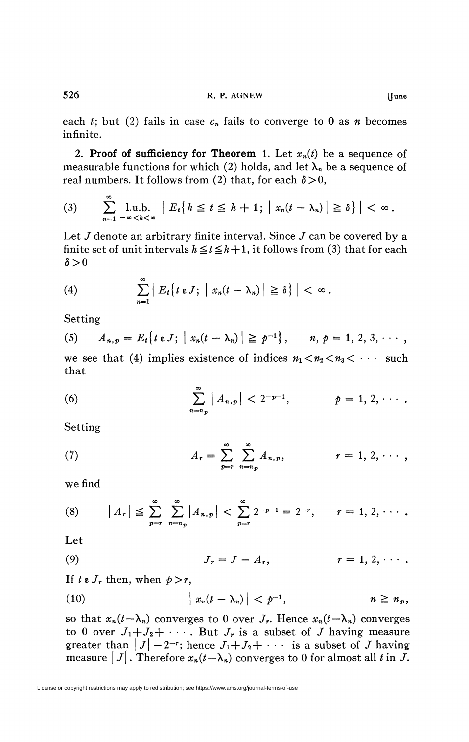each $t$; but (2) fails in case $c_n$ fails to converge to 0 as $n$ becomes infinite.

2. **Proof of sufficiency for Theorem** 1. Let $x_n(t)$ be a sequence of measurable functions for which (2) holds, and let $\lambda_n$ be a sequence of real numbers. It follows from (2) that, for each $\delta > 0$,

$$\sum_{n=1}^{\infty} \underset{-\infty < h < \infty}{\text{l.u.b.}} \left| E_t\{h \leqq t \leqq h+1;\ |x_n(t-\lambda_n)| \geqq \delta\} \right| < \infty. \tag{3}$$

Let $J$ denote an arbitrary finite interval. Since $J$ can be covered by a finite set of unit intervals $h \leqq t \leqq h+1$, it follows from (3) that for each $\delta > 0$

$$\sum_{n=1}^{\infty} \left| E_t\{t \in J;\ |x_n(t-\lambda_n)| \geqq \delta\} \right| < \infty. \tag{4}$$

Setting

$$A_{n,p} = E_t\{t \in J;\ |x_n(t-\lambda_n)| \geqq p^{-1}\}, \qquad n, p = 1, 2, 3, \cdots, \tag{5}$$

we see that (4) implies existence of indices $n_1 < n_2 < n_3 < \cdots$ such that

$$\sum_{n=n_p}^{\infty} |A_{n,p}| < 2^{-p-1}, \qquad p = 1, 2, \cdots. \tag{6}$$

Setting

$$A_r = \sum_{p=r}^{\infty} \sum_{n=n_p}^{\infty} A_{n,p}, \qquad r = 1, 2, \cdots, \tag{7}$$

we find

$$|A_r| \leqq \sum_{p=r}^{\infty} \sum_{n=n_p}^{\infty} |A_{n,p}| < \sum_{p=r}^{\infty} 2^{-p-1} = 2^{-r}, \qquad r = 1, 2, \cdots. \tag{8}$$

Let

$$J_r = J - A_r, \qquad r = 1, 2, \cdots. \tag{9}$$

If $t \in J_r$ then, when $p > r$,

$$|x_n(t-\lambda_n)| < p^{-1}, \qquad n \geqq n_p, \tag{10}$$

so that $x_n(t-\lambda_n)$ converges to 0 over $J_r$. Hence $x_n(t-\lambda_n)$ converges to 0 over $J_1 + J_2 + \cdots$. But $J_r$ is a subset of $J$ having measure greater than $|J| - 2^{-r}$; hence $J_1 + J_2 + \cdots$ is a subset of $J$ having measure $|J|$. Therefore $x_n(t-\lambda_n)$ converges to 0 for almost all $t$ in $J$.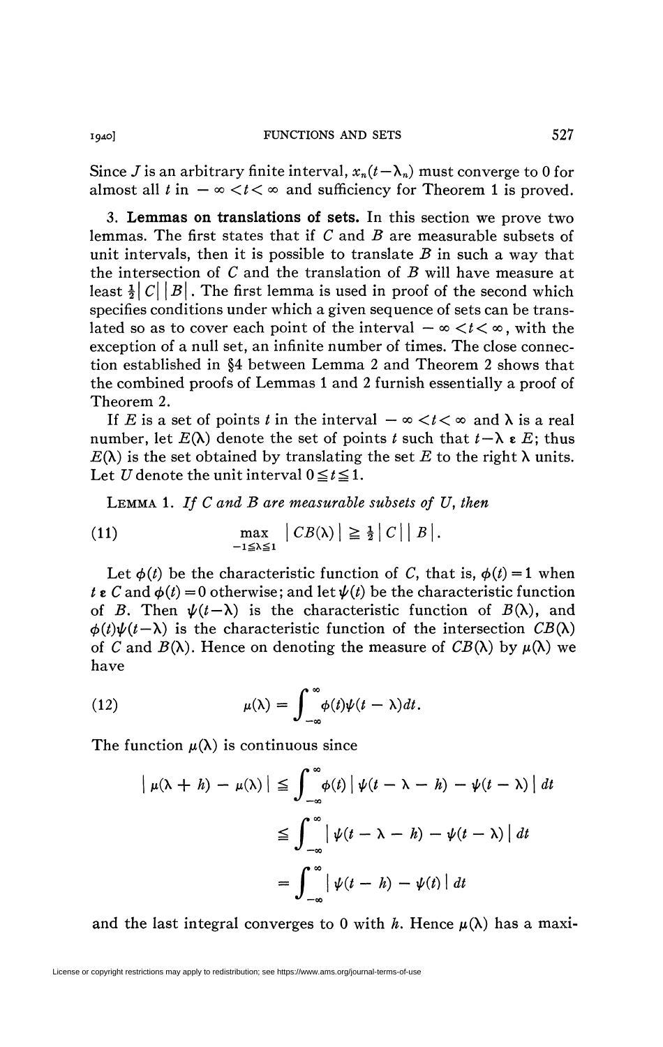Since $J$ is an arbitrary finite interval, $x_n(t-\lambda_n)$ must converge to 0 for almost all $t$ in $-\infty<t<\infty$ and sufficiency for Theorem 1 is proved.

## 3. Lemmas on translations of sets.

In this section we prove two lemmas. The first states that if $C$ and $B$ are measurable subsets of unit intervals, then it is possible to translate $B$ in such a way that the intersection of $C$ and the translation of $B$ will have measure at least $\frac{1}{2}|C|\,|B|$. The first lemma is used in proof of the second which specifies conditions under which a given sequence of sets can be translated so as to cover each point of the interval $-\infty<t<\infty$, with the exception of a null set, an infinite number of times. The close connection established in §4 between Lemma 2 and Theorem 2 shows that the combined proofs of Lemmas 1 and 2 furnish essentially a proof of Theorem 2.

If $E$ is a set of points $t$ in the interval $-\infty<t<\infty$ and $\lambda$ is a real number, let $E(\lambda)$ denote the set of points $t$ such that $t-\lambda \in E$; thus $E(\lambda)$ is the set obtained by translating the set $E$ to the right $\lambda$ units. Let $U$ denote the unit interval $0 \leqq t \leqq 1$.

LEMMA 1. *If $C$ and $B$ are measurable subsets of $U$, then*

$$\max_{-1 \leqq \lambda \leqq 1} |CB(\lambda)| \geqq \tfrac{1}{2}|C|\,|B|. \tag{11}$$

Let $\phi(t)$ be the characteristic function of $C$, that is, $\phi(t)=1$ when $t \in C$ and $\phi(t)=0$ otherwise; and let $\psi(t)$ be the characteristic function of $B$. Then $\psi(t-\lambda)$ is the characteristic function of $B(\lambda)$, and $\phi(t)\psi(t-\lambda)$ is the characteristic function of the intersection $CB(\lambda)$ of $C$ and $B(\lambda)$. Hence on denoting the measure of $CB(\lambda)$ by $\mu(\lambda)$ we have

$$\mu(\lambda) = \int_{-\infty}^{\infty} \phi(t)\psi(t-\lambda)\,dt. \tag{12}$$

The function $\mu(\lambda)$ is continuous since

$$
\begin{aligned}
|\mu(\lambda+h)-\mu(\lambda)| &\leqq \int_{-\infty}^{\infty} \phi(t)\,|\psi(t-\lambda-h)-\psi(t-\lambda)|\,dt \\
&\leqq \int_{-\infty}^{\infty} |\psi(t-\lambda-h)-\psi(t-\lambda)|\,dt \\
&= \int_{-\infty}^{\infty} |\psi(t-h)-\psi(t)|\,dt
\end{aligned}
$$

and the last integral converges to 0 with $h$. Hence $\mu(\lambda)$ has a maxi-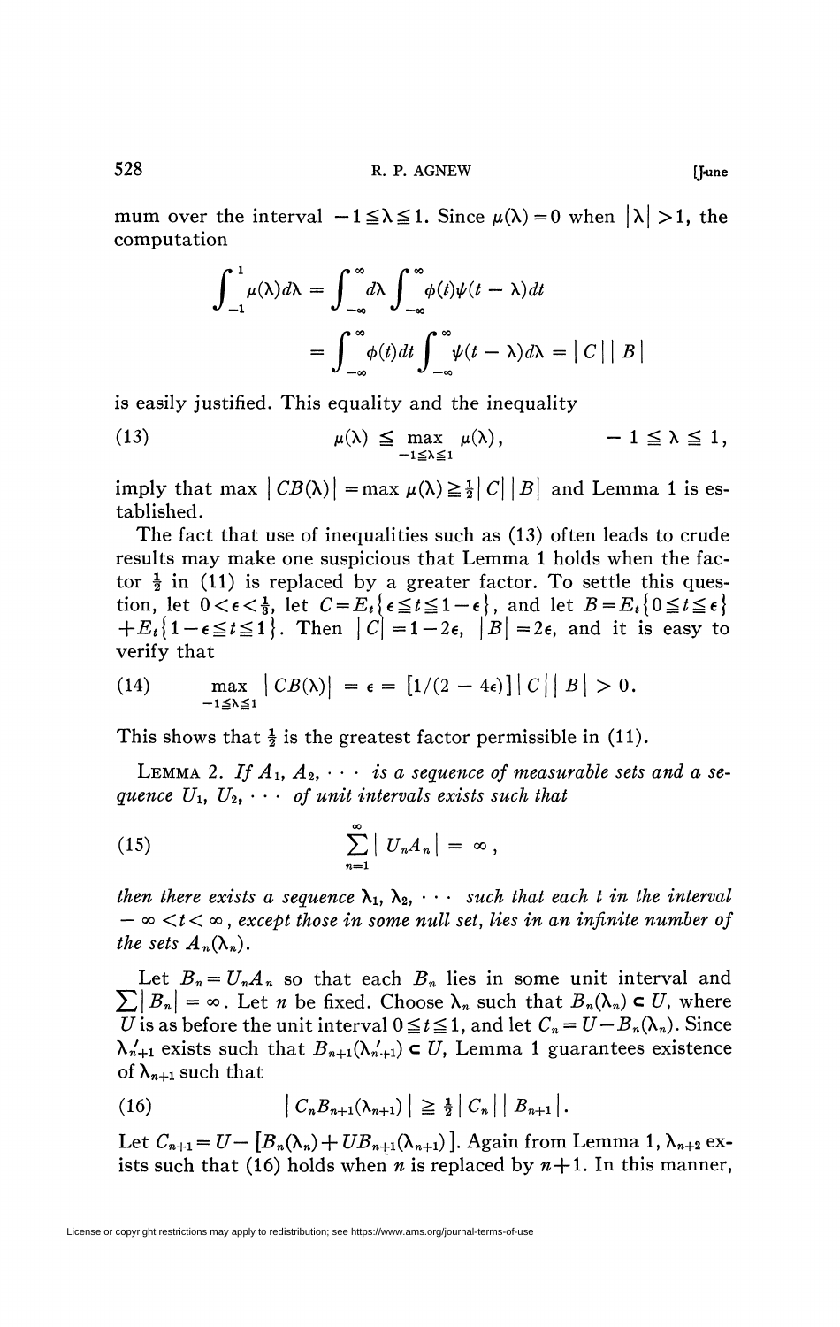mum over the interval $-1 \leqq \lambda \leqq 1$. Since $\mu(\lambda) = 0$ when $|\lambda| > 1$, the computation

$$\int_{-1}^{1} \mu(\lambda) d\lambda = \int_{-\infty}^{\infty} d\lambda \int_{-\infty}^{\infty} \phi(t)\psi(t-\lambda) dt$$
$$= \int_{-\infty}^{\infty} \phi(t) dt \int_{-\infty}^{\infty} \psi(t-\lambda) d\lambda = |C| |B|$$

is easily justified. This equality and the inequality

$$\mu(\lambda) \leqq \max_{-1 \leqq \lambda \leqq 1} \mu(\lambda), \qquad -1 \leqq \lambda \leqq 1, \tag{13}$$

imply that $\max |CB(\lambda)| = \max \mu(\lambda) \geqq \frac{1}{2}|C||B|$ and Lemma 1 is established.

The fact that use of inequalities such as (13) often leads to crude results may make one suspicious that Lemma 1 holds when the factor $\frac{1}{2}$ in (11) is replaced by a greater factor. To settle this question, let $0 < \epsilon < \frac{1}{3}$, let $C = E_t\{\epsilon \leqq t \leqq 1-\epsilon\}$, and let $B = E_t\{0 \leqq t \leqq \epsilon\} + E_t\{1-\epsilon \leqq t \leqq 1\}$. Then $|C| = 1-2\epsilon$, $|B| = 2\epsilon$, and it is easy to verify that

$$\max_{-1 \leqq \lambda \leqq 1} |CB(\lambda)| = \epsilon = [1/(2-4\epsilon)]|C||B| > 0. \tag{14}$$

This shows that $\frac{1}{2}$ is the greatest factor permissible in (11).

LEMMA 2. *If $A_1, A_2, \cdots$ is a sequence of measurable sets and a sequence $U_1, U_2, \cdots$ of unit intervals exists such that*

$$\sum_{n=1}^{\infty} |U_n A_n| = \infty, \tag{15}$$

*then there exists a sequence $\lambda_1, \lambda_2, \cdots$ such that each $t$ in the interval $-\infty < t < \infty$, except those in some null set, lies in an infinite number of the sets $A_n(\lambda_n)$.*

Let $B_n = U_n A_n$ so that each $B_n$ lies in some unit interval and $\sum |B_n| = \infty$. Let $n$ be fixed. Choose $\lambda_n$ such that $B_n(\lambda_n) \subset U$, where $U$ is as before the unit interval $0 \leqq t \leqq 1$, and let $C_n = U - B_n(\lambda_n)$. Since $\lambda'_{n+1}$ exists such that $B_{n+1}(\lambda'_{n+1}) \subset U$, Lemma 1 guarantees existence of $\lambda_{n+1}$ such that

$$|C_n B_{n+1}(\lambda_{n+1})| \geqq \tfrac{1}{2}|C_n||B_{n+1}|. \tag{16}$$

Let $C_{n+1} = U - [B_n(\lambda_n) + UB_{n+1}(\lambda_{n+1})]$. Again from Lemma 1, $\lambda_{n+2}$ exists such that (16) holds when $n$ is replaced by $n+1$. In this manner,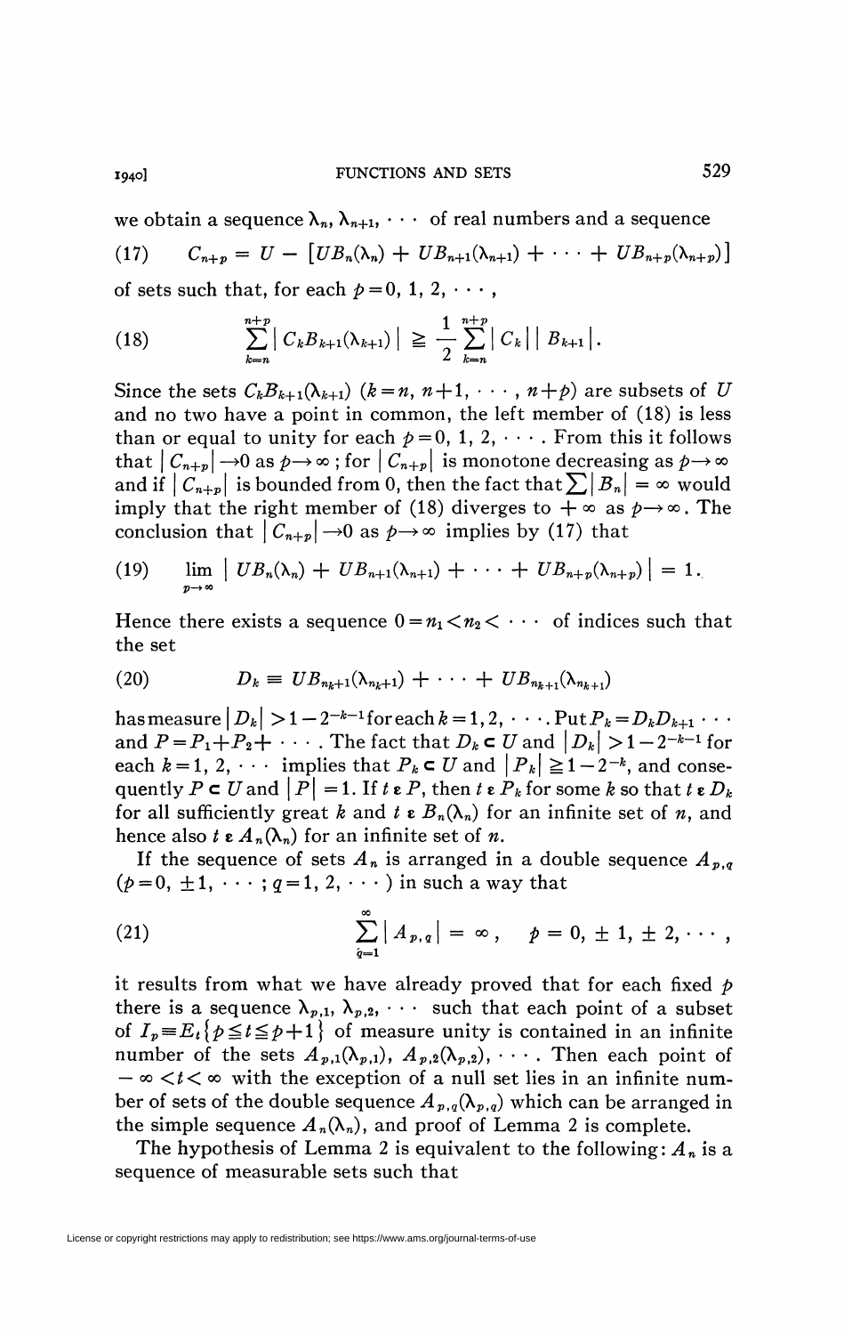we obtain a sequence $\lambda_n, \lambda_{n+1}, \cdots$ of real numbers and a sequence

$$C_{n+p} = U - [UB_n(\lambda_n) + UB_{n+1}(\lambda_{n+1}) + \cdots + UB_{n+p}(\lambda_{n+p})] \tag{17}$$

of sets such that, for each $p = 0, 1, 2, \cdots$,

$$\sum_{k=n}^{n+p} |C_k B_{k+1}(\lambda_{k+1})| \geqq \frac{1}{2} \sum_{k=n}^{n+p} |C_k| \, |B_{k+1}|. \tag{18}$$

Since the sets $C_k B_{k+1}(\lambda_{k+1})$ $(k = n, n+1, \cdots, n+p)$ are subsets of $U$ and no two have a point in common, the left member of (18) is less than or equal to unity for each $p = 0, 1, 2, \cdots$. From this it follows that $|C_{n+p}| \to 0$ as $p \to \infty$; for $|C_{n+p}|$ is monotone decreasing as $p \to \infty$ and if $|C_{n+p}|$ is bounded from 0, then the fact that $\sum |B_n| = \infty$ would imply that the right member of (18) diverges to $+\infty$ as $p \to \infty$. The conclusion that $|C_{n+p}| \to 0$ as $p \to \infty$ implies by (17) that

$$\lim_{p \to \infty} |UB_n(\lambda_n) + UB_{n+1}(\lambda_{n+1}) + \cdots + UB_{n+p}(\lambda_{n+p})| = 1. \tag{19}$$

Hence there exists a sequence $0 = n_1 < n_2 < \cdots$ of indices such that the set

$$D_k \equiv UB_{n_k+1}(\lambda_{n_k+1}) + \cdots + UB_{n_{k+1}}(\lambda_{n_{k+1}}) \tag{20}$$

has measure $|D_k| > 1 - 2^{-k-1}$ for each $k = 1, 2, \cdots$. Put $P_k = D_k D_{k+1} \cdots$ and $P = P_1 + P_2 + \cdots$. The fact that $D_k \subset U$ and $|D_k| > 1 - 2^{-k-1}$ for each $k = 1, 2, \cdots$ implies that $P_k \subset U$ and $|P_k| \geqq 1 - 2^{-k}$, and consequently $P \subset U$ and $|P| = 1$. If $t \in P$, then $t \in P_k$ for some $k$ so that $t \in D_k$ for all sufficiently great $k$ and $t \in B_n(\lambda_n)$ for an infinite set of $n$, and hence also $t \in A_n(\lambda_n)$ for an infinite set of $n$.

If the sequence of sets $A_n$ is arranged in a double sequence $A_{p,q}$ $(p = 0, \pm 1, \cdots; q = 1, 2, \cdots)$ in such a way that

$$\sum_{q=1}^{\infty} |A_{p,q}| = \infty, \quad p = 0, \pm 1, \pm 2, \cdots, \tag{21}$$

it results from what we have already proved that for each fixed $p$ there is a sequence $\lambda_{p,1}, \lambda_{p,2}, \cdots$ such that each point of a subset of $I_p \equiv E_t\{p \leqq t \leqq p+1\}$ of measure unity is contained in an infinite number of the sets $A_{p,1}(\lambda_{p,1}), A_{p,2}(\lambda_{p,2}), \cdots$. Then each point of $-\infty < t < \infty$ with the exception of a null set lies in an infinite number of sets of the double sequence $A_{p,q}(\lambda_{p,q})$ which can be arranged in the simple sequence $A_n(\lambda_n)$, and proof of Lemma 2 is complete.

The hypothesis of Lemma 2 is equivalent to the following: $A_n$ is a sequence of measurable sets such that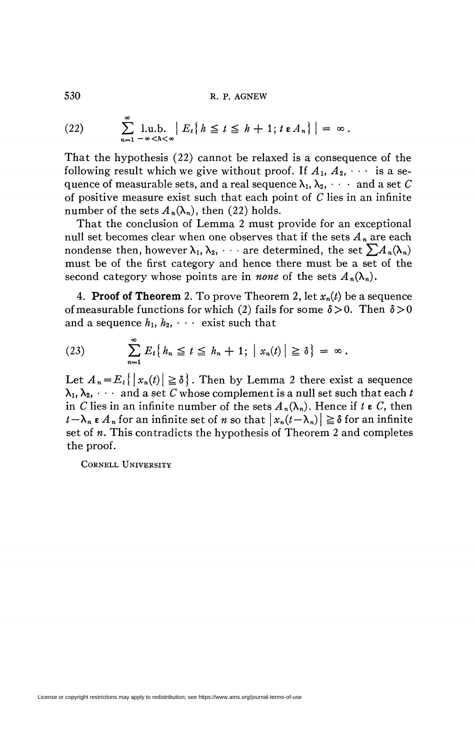$$\sum_{n=1}^{\infty} \underset{-\infty<h<\infty}{\text{l.u.b.}} \left| E_t\{h \leqq t \leqq h+1; t \,\varepsilon\, A_n\} \right| = \infty. \tag{22}$$

That the hypothesis (22) cannot be relaxed is a consequence of the following result which we give without proof. If $A_1, A_2, \cdots$ is a sequence of measurable sets, and a real sequence $\lambda_1, \lambda_2, \cdots$ and a set $C$ of positive measure exist such that each point of $C$ lies in an infinite number of the sets $A_n(\lambda_n)$, then (22) holds.

That the conclusion of Lemma 2 must provide for an exceptional null set becomes clear when one observes that if the sets $A_n$ are each nondense then, however $\lambda_1, \lambda_2, \cdots$ are determined, the set $\sum A_n(\lambda_n)$ must be of the first category and hence there must be a set of the second category whose points are in *none* of the sets $A_n(\lambda_n)$.

4. **Proof of Theorem** 2. To prove Theorem 2, let $x_n(t)$ be a sequence of measurable functions for which (2) fails for some $\delta>0$. Then $\delta>0$ and a sequence $h_1, h_2, \cdots$ exist such that

$$\sum_{n=1}^{\infty} E_t\{h_n \leqq t \leqq h_n+1; \ |x_n(t)| \geqq \delta\} = \infty. \tag{23}$$

Let $A_n = E_t\{|x_n(t)| \geqq \delta\}$. Then by Lemma 2 there exist a sequence $\lambda_1, \lambda_2, \cdots$ and a set $C$ whose complement is a null set such that each $t$ in $C$ lies in an infinite number of the sets $A_n(\lambda_n)$. Hence if $t \,\varepsilon\, C$, then $t-\lambda_n \,\varepsilon\, A_n$ for an infinite set of $n$ so that $|x_n(t-\lambda_n)| \geqq \delta$ for an infinite set of $n$. This contradicts the hypothesis of Theorem 2 and completes the proof.

CORNELL UNIVERSITY